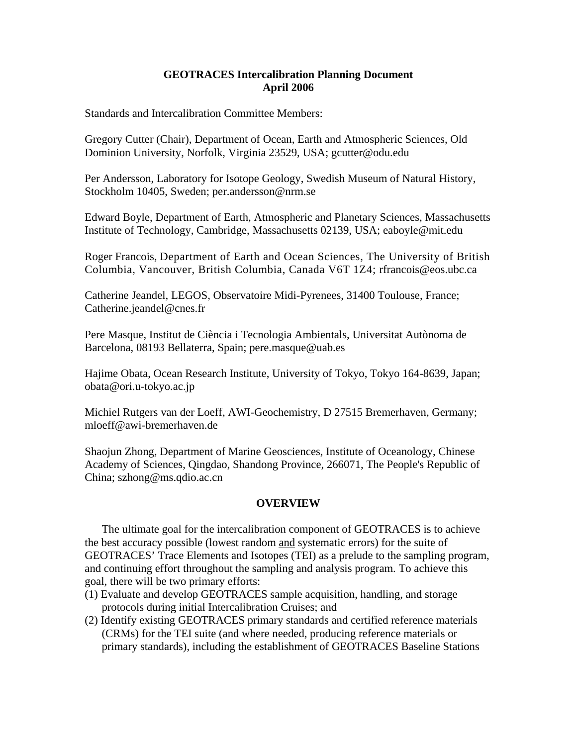# GEOTRACES Intercalibration Planning Document
## April 2006

Standards and Intercalibration Committee Members:

Gregory Cutter (Chair), Department of Ocean, Earth and Atmospheric Sciences, Old Dominion University, Norfolk, Virginia 23529, USA; gcutter@odu.edu

Per Andersson, Laboratory for Isotope Geology, Swedish Museum of Natural History, Stockholm 10405, Sweden; per.andersson@nrm.se

Edward Boyle, Department of Earth, Atmospheric and Planetary Sciences, Massachusetts Institute of Technology, Cambridge, Massachusetts 02139, USA; eaboyle@mit.edu

Roger Francois, Department of Earth and Ocean Sciences, The University of British Columbia, Vancouver, British Columbia, Canada V6T 1Z4; rfrancois@eos.ubc.ca

Catherine Jeandel, LEGOS, Observatoire Midi-Pyrenees, 31400 Toulouse, France; Catherine.jeandel@cnes.fr

Pere Masque, Institut de Ciència i Tecnologia Ambientals, Universitat Autònoma de Barcelona, 08193 Bellaterra, Spain; pere.masque@uab.es

Hajime Obata, Ocean Research Institute, University of Tokyo, Tokyo 164-8639, Japan; obata@ori.u-tokyo.ac.jp

Michiel Rutgers van der Loeff, AWI-Geochemistry, D 27515 Bremerhaven, Germany; mloeff@awi-bremerhaven.de

Shaojun Zhong, Department of Marine Geosciences, Institute of Oceanology, Chinese Academy of Sciences, Qingdao, Shandong Province, 266071, The People's Republic of China; szhong@ms.qdio.ac.cn

## OVERVIEW

The ultimate goal for the intercalibration component of GEOTRACES is to achieve the best accuracy possible (lowest random and systematic errors) for the suite of GEOTRACES' Trace Elements and Isotopes (TEI) as a prelude to the sampling program, and continuing effort throughout the sampling and analysis program. To achieve this goal, there will be two primary efforts:

(1) Evaluate and develop GEOTRACES sample acquisition, handling, and storage protocols during initial Intercalibration Cruises; and

(2) Identify existing GEOTRACES primary standards and certified reference materials (CRMs) for the TEI suite (and where needed, producing reference materials or primary standards), including the establishment of GEOTRACES Baseline Stations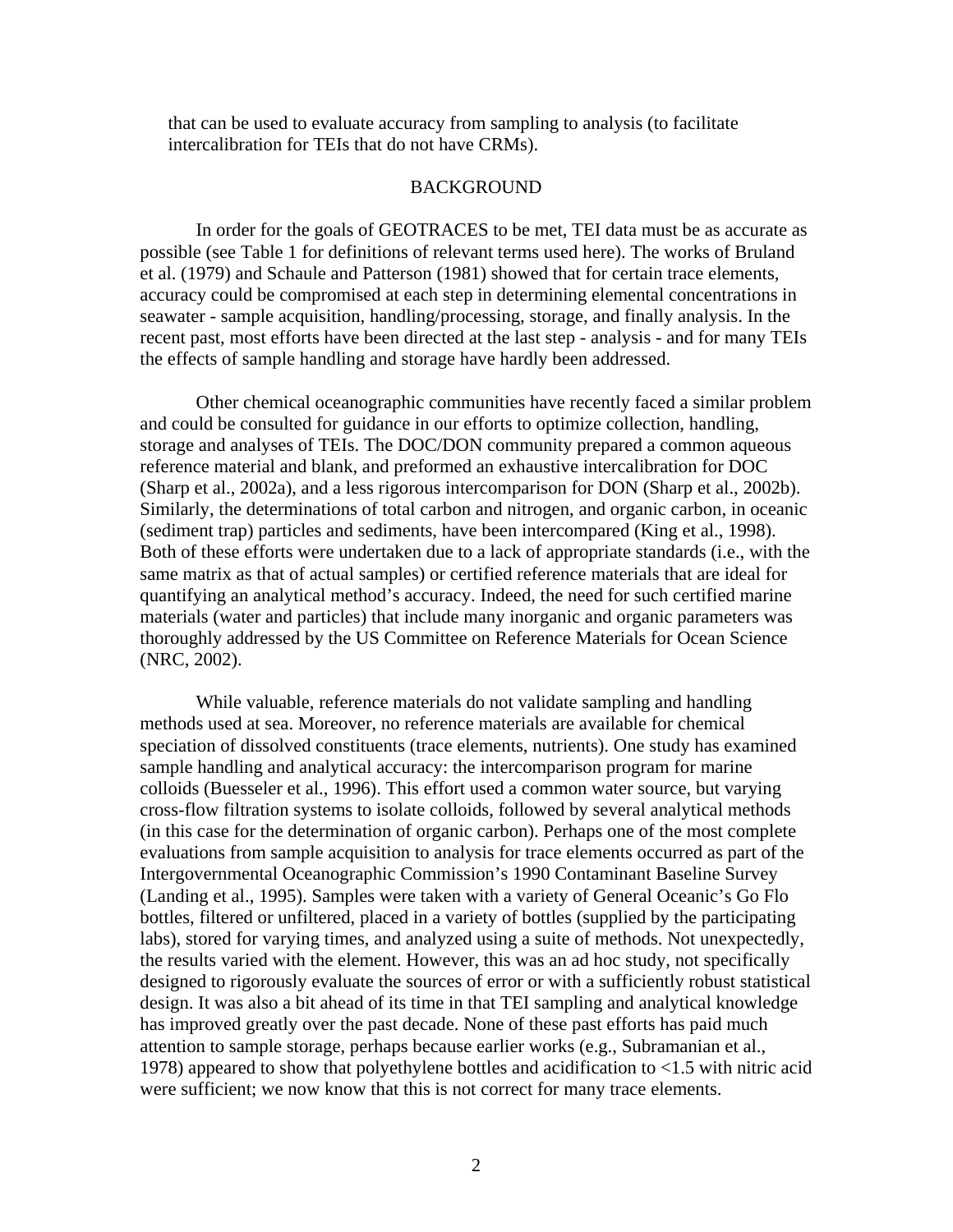that can be used to evaluate accuracy from sampling to analysis (to facilitate intercalibration for TEIs that do not have CRMs).

## BACKGROUND

In order for the goals of GEOTRACES to be met, TEI data must be as accurate as possible (see Table 1 for definitions of relevant terms used here). The works of Bruland et al. (1979) and Schaule and Patterson (1981) showed that for certain trace elements, accuracy could be compromised at each step in determining elemental concentrations in seawater - sample acquisition, handling/processing, storage, and finally analysis. In the recent past, most efforts have been directed at the last step - analysis - and for many TEIs the effects of sample handling and storage have hardly been addressed.

Other chemical oceanographic communities have recently faced a similar problem and could be consulted for guidance in our efforts to optimize collection, handling, storage and analyses of TEIs. The DOC/DON community prepared a common aqueous reference material and blank, and preformed an exhaustive intercalibration for DOC (Sharp et al., 2002a), and a less rigorous intercomparison for DON (Sharp et al., 2002b). Similarly, the determinations of total carbon and nitrogen, and organic carbon, in oceanic (sediment trap) particles and sediments, have been intercompared (King et al., 1998). Both of these efforts were undertaken due to a lack of appropriate standards (i.e., with the same matrix as that of actual samples) or certified reference materials that are ideal for quantifying an analytical method's accuracy. Indeed, the need for such certified marine materials (water and particles) that include many inorganic and organic parameters was thoroughly addressed by the US Committee on Reference Materials for Ocean Science (NRC, 2002).

While valuable, reference materials do not validate sampling and handling methods used at sea. Moreover, no reference materials are available for chemical speciation of dissolved constituents (trace elements, nutrients). One study has examined sample handling and analytical accuracy: the intercomparison program for marine colloids (Buesseler et al., 1996). This effort used a common water source, but varying cross-flow filtration systems to isolate colloids, followed by several analytical methods (in this case for the determination of organic carbon). Perhaps one of the most complete evaluations from sample acquisition to analysis for trace elements occurred as part of the Intergovernmental Oceanographic Commission's 1990 Contaminant Baseline Survey (Landing et al., 1995). Samples were taken with a variety of General Oceanic's Go Flo bottles, filtered or unfiltered, placed in a variety of bottles (supplied by the participating labs), stored for varying times, and analyzed using a suite of methods. Not unexpectedly, the results varied with the element. However, this was an ad hoc study, not specifically designed to rigorously evaluate the sources of error or with a sufficiently robust statistical design. It was also a bit ahead of its time in that TEI sampling and analytical knowledge has improved greatly over the past decade. None of these past efforts has paid much attention to sample storage, perhaps because earlier works (e.g., Subramanian et al., 1978) appeared to show that polyethylene bottles and acidification to <1.5 with nitric acid were sufficient; we now know that this is not correct for many trace elements.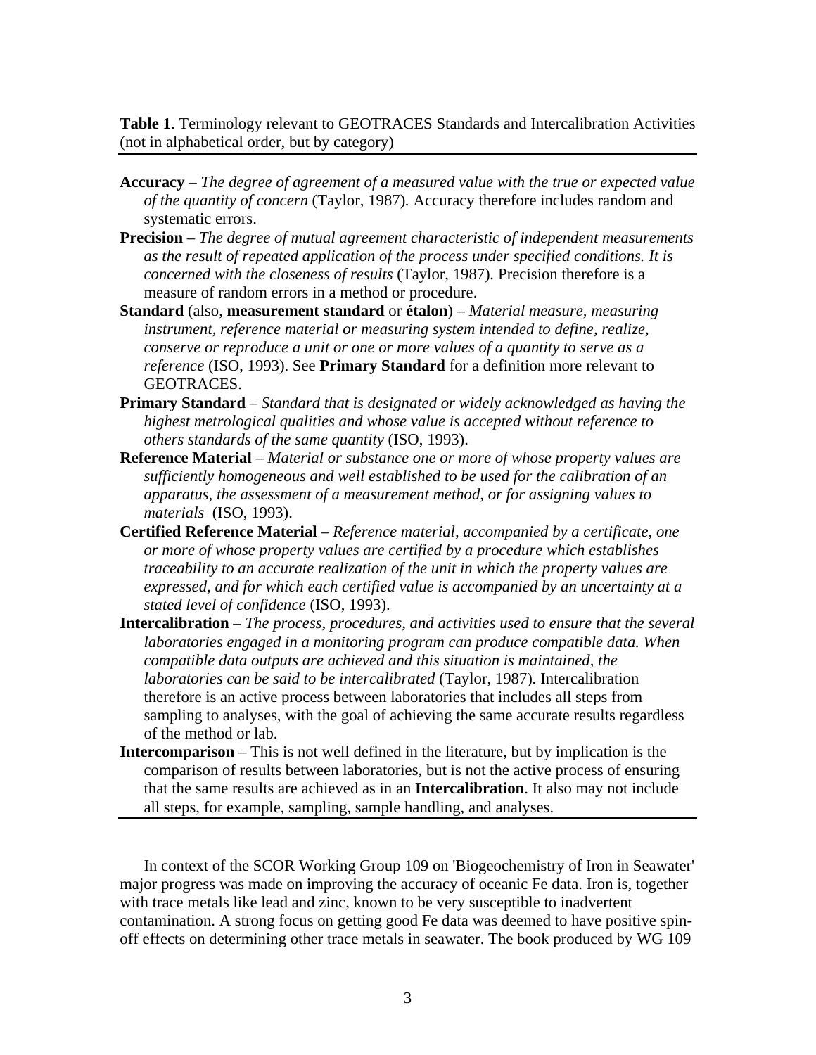**Table 1**. Terminology relevant to GEOTRACES Standards and Intercalibration Activities (not in alphabetical order, but by category)

**Accuracy** – *The degree of agreement of a measured value with the true or expected value of the quantity of concern* (Taylor, 1987)*.* Accuracy therefore includes random and systematic errors.

**Precision** – *The degree of mutual agreement characteristic of independent measurements as the result of repeated application of the process under specified conditions. It is concerned with the closeness of results* (Taylor, 1987)*.* Precision therefore is a measure of random errors in a method or procedure.

**Standard** (also, **measurement standard** or **étalon**) – *Material measure, measuring instrument, reference material or measuring system intended to define, realize, conserve or reproduce a unit or one or more values of a quantity to serve as a reference* (ISO, 1993). See **Primary Standard** for a definition more relevant to GEOTRACES.

**Primary Standard** – *Standard that is designated or widely acknowledged as having the highest metrological qualities and whose value is accepted without reference to others standards of the same quantity* (ISO, 1993).

**Reference Material** – *Material or substance one or more of whose property values are sufficiently homogeneous and well established to be used for the calibration of an apparatus, the assessment of a measurement method, or for assigning values to materials* (ISO, 1993).

**Certified Reference Material** – *Reference material, accompanied by a certificate, one or more of whose property values are certified by a procedure which establishes traceability to an accurate realization of the unit in which the property values are expressed, and for which each certified value is accompanied by an uncertainty at a stated level of confidence* (ISO, 1993).

**Intercalibration** – *The process, procedures, and activities used to ensure that the several laboratories engaged in a monitoring program can produce compatible data. When compatible data outputs are achieved and this situation is maintained, the laboratories can be said to be intercalibrated* (Taylor, 1987)*.* Intercalibration therefore is an active process between laboratories that includes all steps from sampling to analyses, with the goal of achieving the same accurate results regardless of the method or lab.

**Intercomparison** – This is not well defined in the literature, but by implication is the comparison of results between laboratories, but is not the active process of ensuring that the same results are achieved as in an **Intercalibration**. It also may not include all steps, for example, sampling, sample handling, and analyses.

In context of the SCOR Working Group 109 on 'Biogeochemistry of Iron in Seawater' major progress was made on improving the accuracy of oceanic Fe data. Iron is, together with trace metals like lead and zinc, known to be very susceptible to inadvertent contamination. A strong focus on getting good Fe data was deemed to have positive spin-off effects on determining other trace metals in seawater. The book produced by WG 109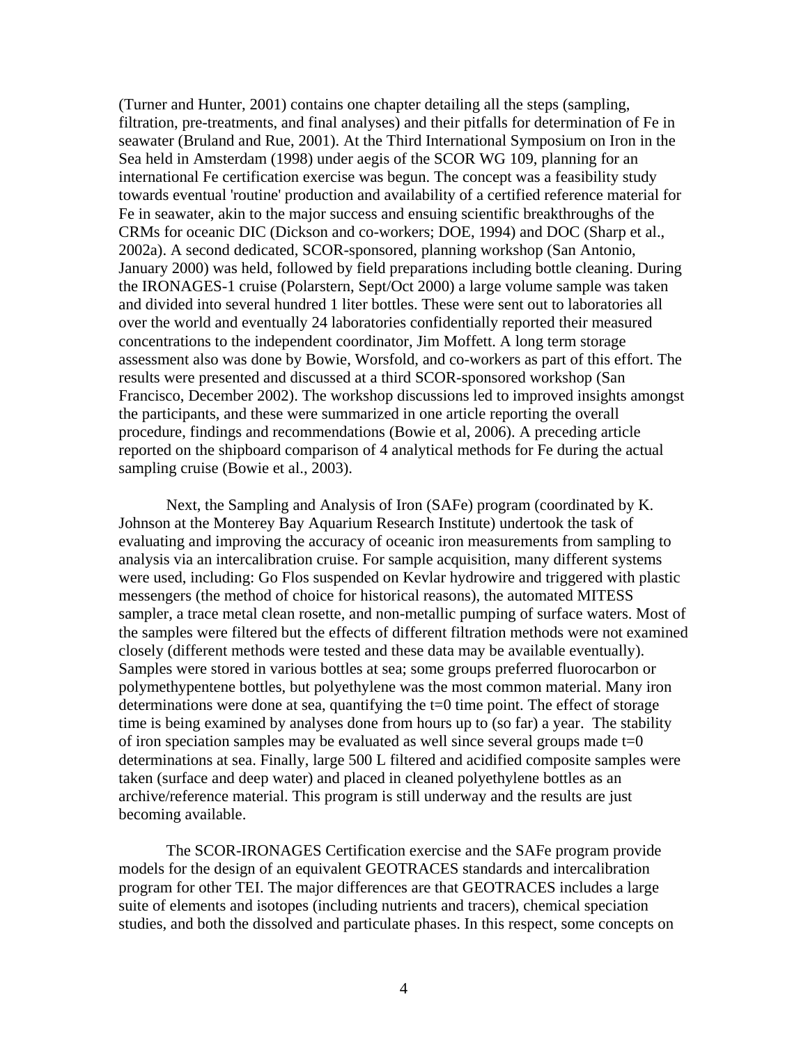(Turner and Hunter, 2001) contains one chapter detailing all the steps (sampling, filtration, pre-treatments, and final analyses) and their pitfalls for determination of Fe in seawater (Bruland and Rue, 2001). At the Third International Symposium on Iron in the Sea held in Amsterdam (1998) under aegis of the SCOR WG 109, planning for an international Fe certification exercise was begun. The concept was a feasibility study towards eventual 'routine' production and availability of a certified reference material for Fe in seawater, akin to the major success and ensuing scientific breakthroughs of the CRMs for oceanic DIC (Dickson and co-workers; DOE, 1994) and DOC (Sharp et al., 2002a). A second dedicated, SCOR-sponsored, planning workshop (San Antonio, January 2000) was held, followed by field preparations including bottle cleaning. During the IRONAGES-1 cruise (Polarstern, Sept/Oct 2000) a large volume sample was taken and divided into several hundred 1 liter bottles. These were sent out to laboratories all over the world and eventually 24 laboratories confidentially reported their measured concentrations to the independent coordinator, Jim Moffett. A long term storage assessment also was done by Bowie, Worsfold, and co-workers as part of this effort. The results were presented and discussed at a third SCOR-sponsored workshop (San Francisco, December 2002). The workshop discussions led to improved insights amongst the participants, and these were summarized in one article reporting the overall procedure, findings and recommendations (Bowie et al, 2006). A preceding article reported on the shipboard comparison of 4 analytical methods for Fe during the actual sampling cruise (Bowie et al., 2003).

Next, the Sampling and Analysis of Iron (SAFe) program (coordinated by K. Johnson at the Monterey Bay Aquarium Research Institute) undertook the task of evaluating and improving the accuracy of oceanic iron measurements from sampling to analysis via an intercalibration cruise. For sample acquisition, many different systems were used, including: Go Flos suspended on Kevlar hydrowire and triggered with plastic messengers (the method of choice for historical reasons), the automated MITESS sampler, a trace metal clean rosette, and non-metallic pumping of surface waters. Most of the samples were filtered but the effects of different filtration methods were not examined closely (different methods were tested and these data may be available eventually). Samples were stored in various bottles at sea; some groups preferred fluorocarbon or polymethypentene bottles, but polyethylene was the most common material. Many iron determinations were done at sea, quantifying the t=0 time point. The effect of storage time is being examined by analyses done from hours up to (so far) a year. The stability of iron speciation samples may be evaluated as well since several groups made t=0 determinations at sea. Finally, large 500 L filtered and acidified composite samples were taken (surface and deep water) and placed in cleaned polyethylene bottles as an archive/reference material. This program is still underway and the results are just becoming available.

The SCOR-IRONAGES Certification exercise and the SAFe program provide models for the design of an equivalent GEOTRACES standards and intercalibration program for other TEI. The major differences are that GEOTRACES includes a large suite of elements and isotopes (including nutrients and tracers), chemical speciation studies, and both the dissolved and particulate phases. In this respect, some concepts on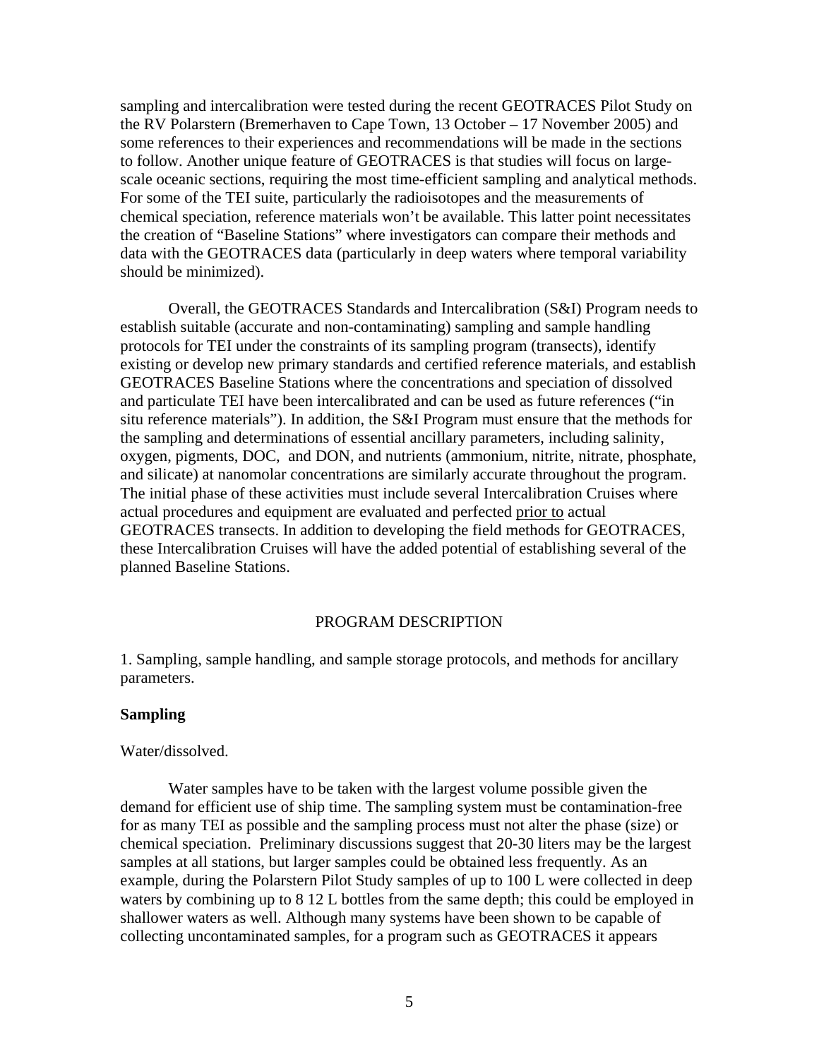sampling and intercalibration were tested during the recent GEOTRACES Pilot Study on the RV Polarstern (Bremerhaven to Cape Town, 13 October – 17 November 2005) and some references to their experiences and recommendations will be made in the sections to follow. Another unique feature of GEOTRACES is that studies will focus on large-scale oceanic sections, requiring the most time-efficient sampling and analytical methods. For some of the TEI suite, particularly the radioisotopes and the measurements of chemical speciation, reference materials won't be available. This latter point necessitates the creation of "Baseline Stations" where investigators can compare their methods and data with the GEOTRACES data (particularly in deep waters where temporal variability should be minimized).

Overall, the GEOTRACES Standards and Intercalibration (S&I) Program needs to establish suitable (accurate and non-contaminating) sampling and sample handling protocols for TEI under the constraints of its sampling program (transects), identify existing or develop new primary standards and certified reference materials, and establish GEOTRACES Baseline Stations where the concentrations and speciation of dissolved and particulate TEI have been intercalibrated and can be used as future references ("in situ reference materials"). In addition, the S&I Program must ensure that the methods for the sampling and determinations of essential ancillary parameters, including salinity, oxygen, pigments, DOC, and DON, and nutrients (ammonium, nitrite, nitrate, phosphate, and silicate) at nanomolar concentrations are similarly accurate throughout the program. The initial phase of these activities must include several Intercalibration Cruises where actual procedures and equipment are evaluated and perfected prior to actual GEOTRACES transects. In addition to developing the field methods for GEOTRACES, these Intercalibration Cruises will have the added potential of establishing several of the planned Baseline Stations.

## PROGRAM DESCRIPTION

1. Sampling, sample handling, and sample storage protocols, and methods for ancillary parameters.

### Sampling

Water/dissolved.

Water samples have to be taken with the largest volume possible given the demand for efficient use of ship time. The sampling system must be contamination-free for as many TEI as possible and the sampling process must not alter the phase (size) or chemical speciation. Preliminary discussions suggest that 20-30 liters may be the largest samples at all stations, but larger samples could be obtained less frequently. As an example, during the Polarstern Pilot Study samples of up to 100 L were collected in deep waters by combining up to 8 12 L bottles from the same depth; this could be employed in shallower waters as well. Although many systems have been shown to be capable of collecting uncontaminated samples, for a program such as GEOTRACES it appears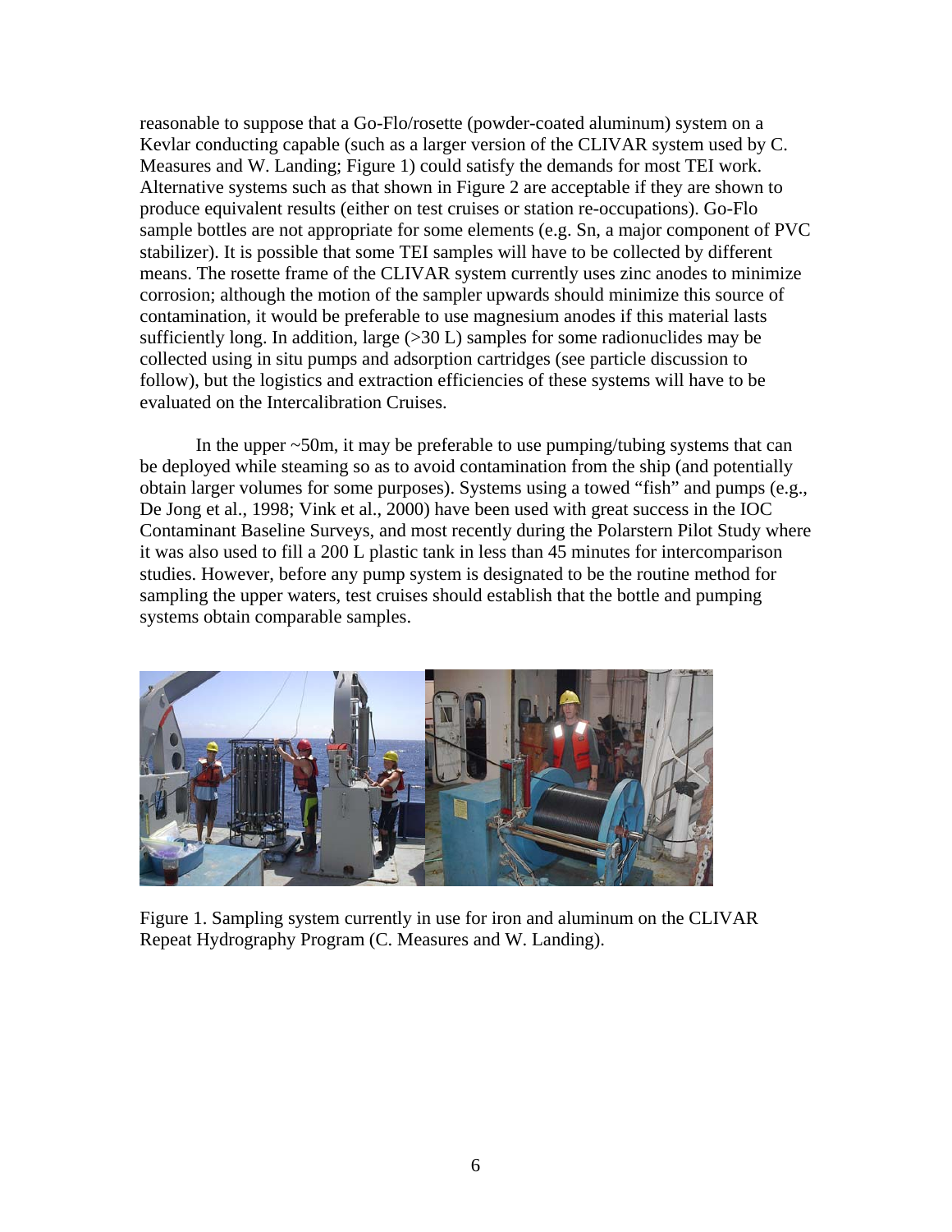reasonable to suppose that a Go-Flo/rosette (powder-coated aluminum) system on a Kevlar conducting capable (such as a larger version of the CLIVAR system used by C. Measures and W. Landing; Figure 1) could satisfy the demands for most TEI work. Alternative systems such as that shown in Figure 2 are acceptable if they are shown to produce equivalent results (either on test cruises or station re-occupations). Go-Flo sample bottles are not appropriate for some elements (e.g. Sn, a major component of PVC stabilizer). It is possible that some TEI samples will have to be collected by different means. The rosette frame of the CLIVAR system currently uses zinc anodes to minimize corrosion; although the motion of the sampler upwards should minimize this source of contamination, it would be preferable to use magnesium anodes if this material lasts sufficiently long. In addition, large (>30 L) samples for some radionuclides may be collected using in situ pumps and adsorption cartridges (see particle discussion to follow), but the logistics and extraction efficiencies of these systems will have to be evaluated on the Intercalibration Cruises.

In the upper ~50m, it may be preferable to use pumping/tubing systems that can be deployed while steaming so as to avoid contamination from the ship (and potentially obtain larger volumes for some purposes). Systems using a towed "fish" and pumps (e.g., De Jong et al., 1998; Vink et al., 2000) have been used with great success in the IOC Contaminant Baseline Surveys, and most recently during the Polarstern Pilot Study where it was also used to fill a 200 L plastic tank in less than 45 minutes for intercomparison studies. However, before any pump system is designated to be the routine method for sampling the upper waters, test cruises should establish that the bottle and pumping systems obtain comparable samples.

Figure 1. Sampling system currently in use for iron and aluminum on the CLIVAR Repeat Hydrography Program (C. Measures and W. Landing).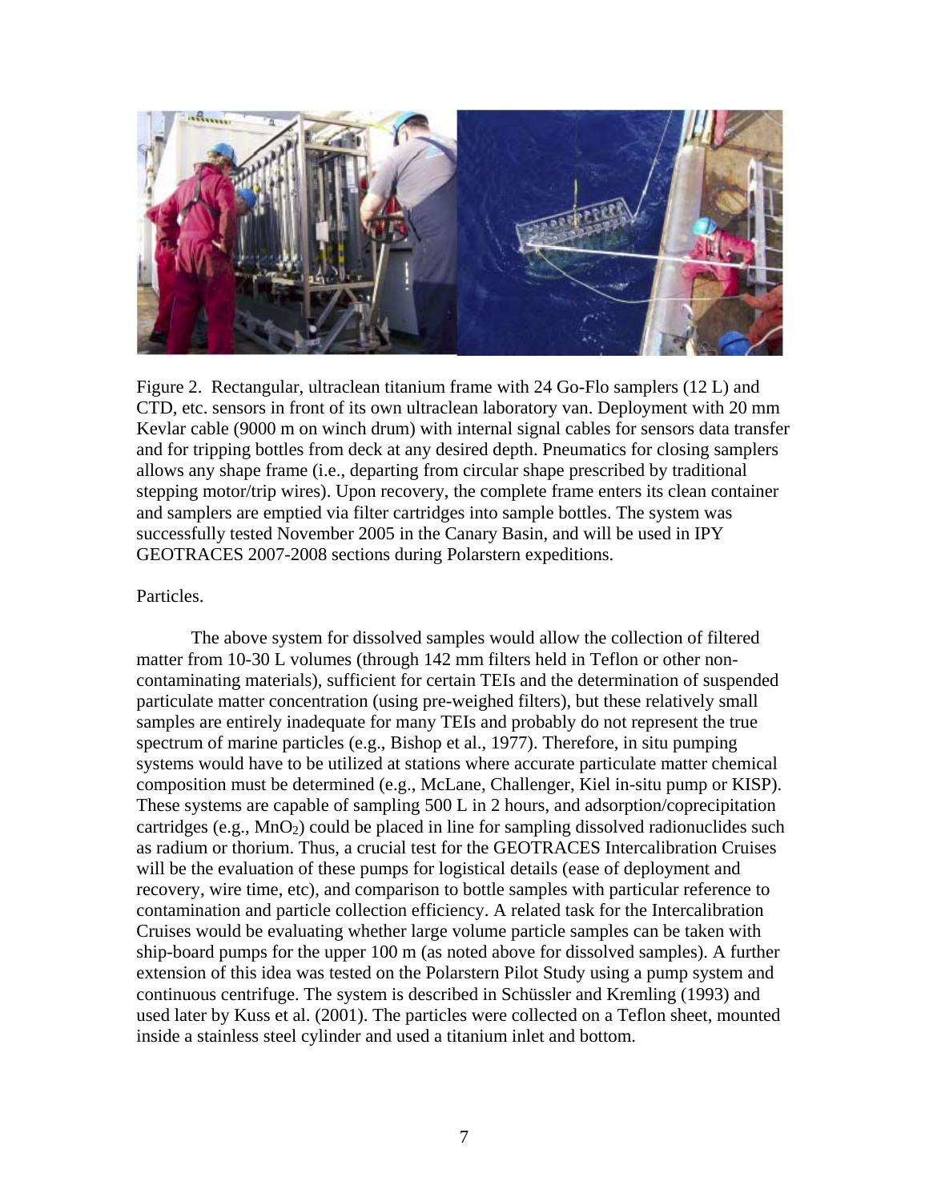Figure 2. Rectangular, ultraclean titanium frame with 24 Go-Flo samplers (12 L) and CTD, etc. sensors in front of its own ultraclean laboratory van. Deployment with 20 mm Kevlar cable (9000 m on winch drum) with internal signal cables for sensors data transfer and for tripping bottles from deck at any desired depth. Pneumatics for closing samplers allows any shape frame (i.e., departing from circular shape prescribed by traditional stepping motor/trip wires). Upon recovery, the complete frame enters its clean container and samplers are emptied via filter cartridges into sample bottles. The system was successfully tested November 2005 in the Canary Basin, and will be used in IPY GEOTRACES 2007-2008 sections during Polarstern expeditions.

Particles.

The above system for dissolved samples would allow the collection of filtered matter from 10-30 L volumes (through 142 mm filters held in Teflon or other non-contaminating materials), sufficient for certain TEIs and the determination of suspended particulate matter concentration (using pre-weighed filters), but these relatively small samples are entirely inadequate for many TEIs and probably do not represent the true spectrum of marine particles (e.g., Bishop et al., 1977). Therefore, in situ pumping systems would have to be utilized at stations where accurate particulate matter chemical composition must be determined (e.g., McLane, Challenger, Kiel in-situ pump or KISP). These systems are capable of sampling 500 L in 2 hours, and adsorption/coprecipitation cartridges (e.g., $MnO_2$) could be placed in line for sampling dissolved radionuclides such as radium or thorium. Thus, a crucial test for the GEOTRACES Intercalibration Cruises will be the evaluation of these pumps for logistical details (ease of deployment and recovery, wire time, etc), and comparison to bottle samples with particular reference to contamination and particle collection efficiency. A related task for the Intercalibration Cruises would be evaluating whether large volume particle samples can be taken with ship-board pumps for the upper 100 m (as noted above for dissolved samples). A further extension of this idea was tested on the Polarstern Pilot Study using a pump system and continuous centrifuge. The system is described in Schüssler and Kremling (1993) and used later by Kuss et al. (2001). The particles were collected on a Teflon sheet, mounted inside a stainless steel cylinder and used a titanium inlet and bottom.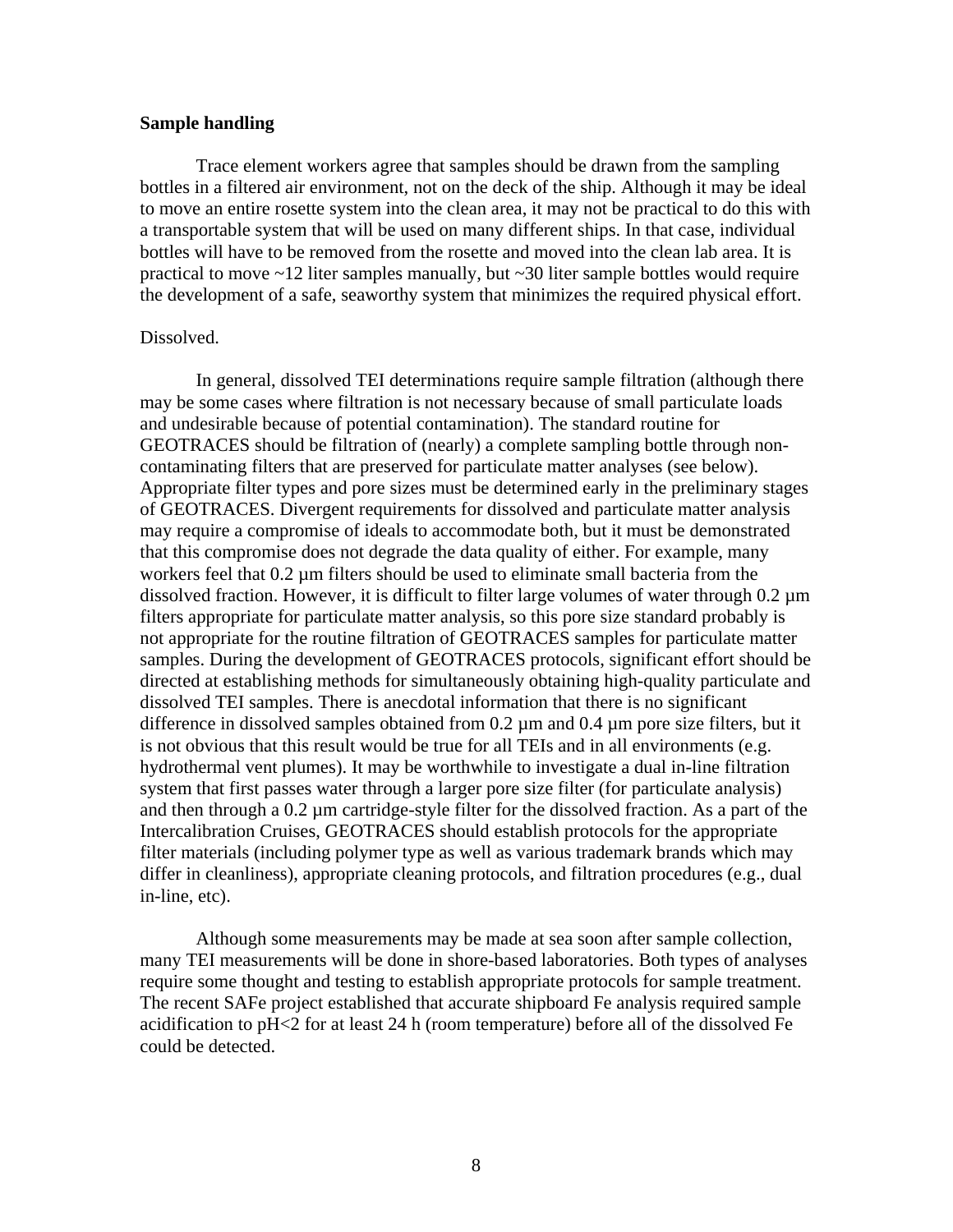**Sample handling**

Trace element workers agree that samples should be drawn from the sampling bottles in a filtered air environment, not on the deck of the ship. Although it may be ideal to move an entire rosette system into the clean area, it may not be practical to do this with a transportable system that will be used on many different ships. In that case, individual bottles will have to be removed from the rosette and moved into the clean lab area. It is practical to move ~12 liter samples manually, but ~30 liter sample bottles would require the development of a safe, seaworthy system that minimizes the required physical effort.

Dissolved.

In general, dissolved TEI determinations require sample filtration (although there may be some cases where filtration is not necessary because of small particulate loads and undesirable because of potential contamination). The standard routine for GEOTRACES should be filtration of (nearly) a complete sampling bottle through non-contaminating filters that are preserved for particulate matter analyses (see below). Appropriate filter types and pore sizes must be determined early in the preliminary stages of GEOTRACES. Divergent requirements for dissolved and particulate matter analysis may require a compromise of ideals to accommodate both, but it must be demonstrated that this compromise does not degrade the data quality of either. For example, many workers feel that 0.2 µm filters should be used to eliminate small bacteria from the dissolved fraction. However, it is difficult to filter large volumes of water through 0.2 µm filters appropriate for particulate matter analysis, so this pore size standard probably is not appropriate for the routine filtration of GEOTRACES samples for particulate matter samples. During the development of GEOTRACES protocols, significant effort should be directed at establishing methods for simultaneously obtaining high-quality particulate and dissolved TEI samples. There is anecdotal information that there is no significant difference in dissolved samples obtained from 0.2 µm and 0.4 µm pore size filters, but it is not obvious that this result would be true for all TEIs and in all environments (e.g. hydrothermal vent plumes). It may be worthwhile to investigate a dual in-line filtration system that first passes water through a larger pore size filter (for particulate analysis) and then through a 0.2 µm cartridge-style filter for the dissolved fraction. As a part of the Intercalibration Cruises, GEOTRACES should establish protocols for the appropriate filter materials (including polymer type as well as various trademark brands which may differ in cleanliness), appropriate cleaning protocols, and filtration procedures (e.g., dual in-line, etc).

Although some measurements may be made at sea soon after sample collection, many TEI measurements will be done in shore-based laboratories. Both types of analyses require some thought and testing to establish appropriate protocols for sample treatment. The recent SAFe project established that accurate shipboard Fe analysis required sample acidification to pH<2 for at least 24 h (room temperature) before all of the dissolved Fe could be detected.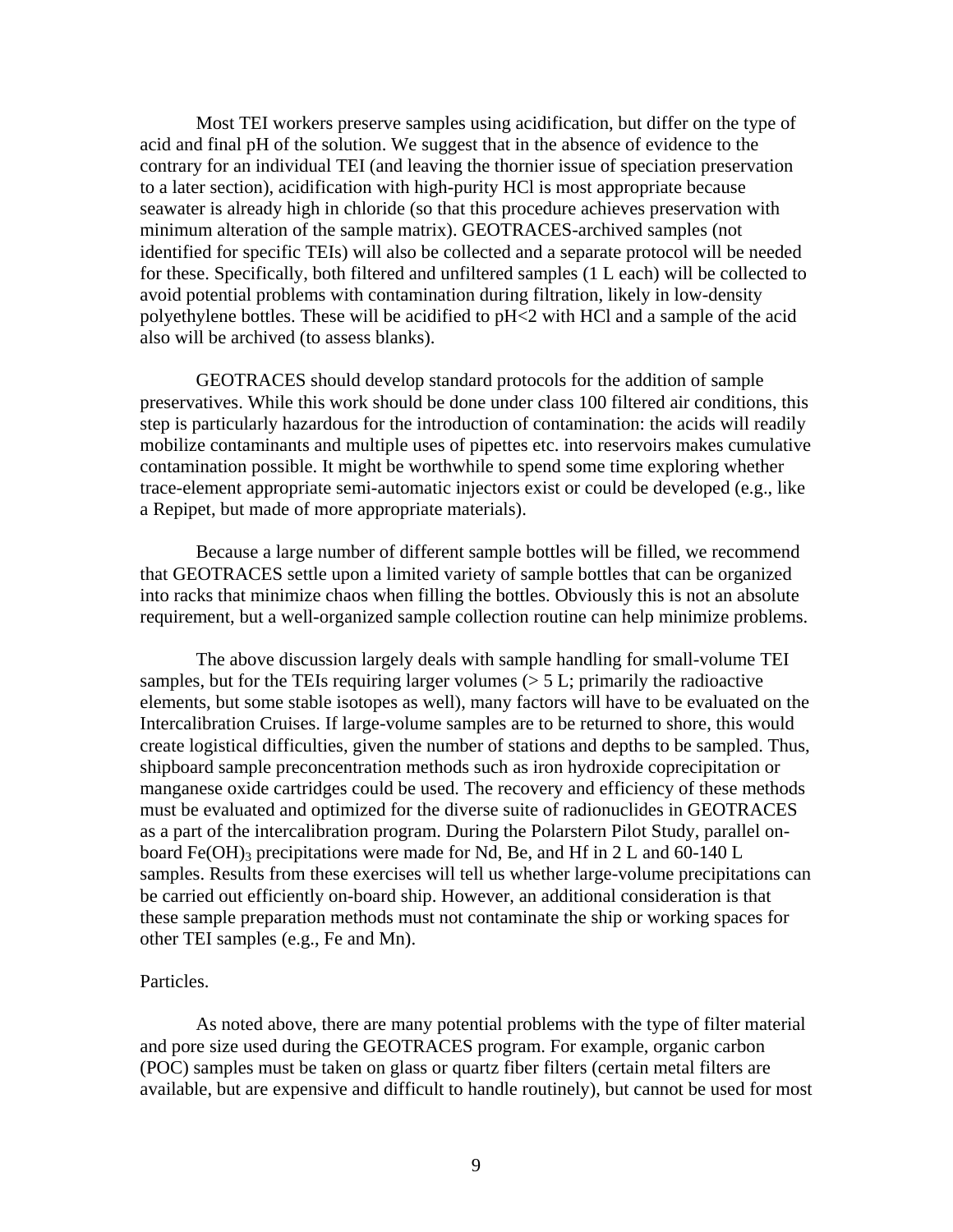Most TEI workers preserve samples using acidification, but differ on the type of acid and final pH of the solution. We suggest that in the absence of evidence to the contrary for an individual TEI (and leaving the thornier issue of speciation preservation to a later section), acidification with high-purity HCl is most appropriate because seawater is already high in chloride (so that this procedure achieves preservation with minimum alteration of the sample matrix). GEOTRACES-archived samples (not identified for specific TEIs) will also be collected and a separate protocol will be needed for these. Specifically, both filtered and unfiltered samples (1 L each) will be collected to avoid potential problems with contamination during filtration, likely in low-density polyethylene bottles. These will be acidified to pH<2 with HCl and a sample of the acid also will be archived (to assess blanks).

GEOTRACES should develop standard protocols for the addition of sample preservatives. While this work should be done under class 100 filtered air conditions, this step is particularly hazardous for the introduction of contamination: the acids will readily mobilize contaminants and multiple uses of pipettes etc. into reservoirs makes cumulative contamination possible. It might be worthwhile to spend some time exploring whether trace-element appropriate semi-automatic injectors exist or could be developed (e.g., like a Repipet, but made of more appropriate materials).

Because a large number of different sample bottles will be filled, we recommend that GEOTRACES settle upon a limited variety of sample bottles that can be organized into racks that minimize chaos when filling the bottles. Obviously this is not an absolute requirement, but a well-organized sample collection routine can help minimize problems.

The above discussion largely deals with sample handling for small-volume TEI samples, but for the TEIs requiring larger volumes (> 5 L; primarily the radioactive elements, but some stable isotopes as well), many factors will have to be evaluated on the Intercalibration Cruises. If large-volume samples are to be returned to shore, this would create logistical difficulties, given the number of stations and depths to be sampled. Thus, shipboard sample preconcentration methods such as iron hydroxide coprecipitation or manganese oxide cartridges could be used. The recovery and efficiency of these methods must be evaluated and optimized for the diverse suite of radionuclides in GEOTRACES as a part of the intercalibration program. During the Polarstern Pilot Study, parallel on-board $Fe(OH)_3$ precipitations were made for Nd, Be, and Hf in 2 L and 60-140 L samples. Results from these exercises will tell us whether large-volume precipitations can be carried out efficiently on-board ship. However, an additional consideration is that these sample preparation methods must not contaminate the ship or working spaces for other TEI samples (e.g., Fe and Mn).

Particles.

As noted above, there are many potential problems with the type of filter material and pore size used during the GEOTRACES program. For example, organic carbon (POC) samples must be taken on glass or quartz fiber filters (certain metal filters are available, but are expensive and difficult to handle routinely), but cannot be used for most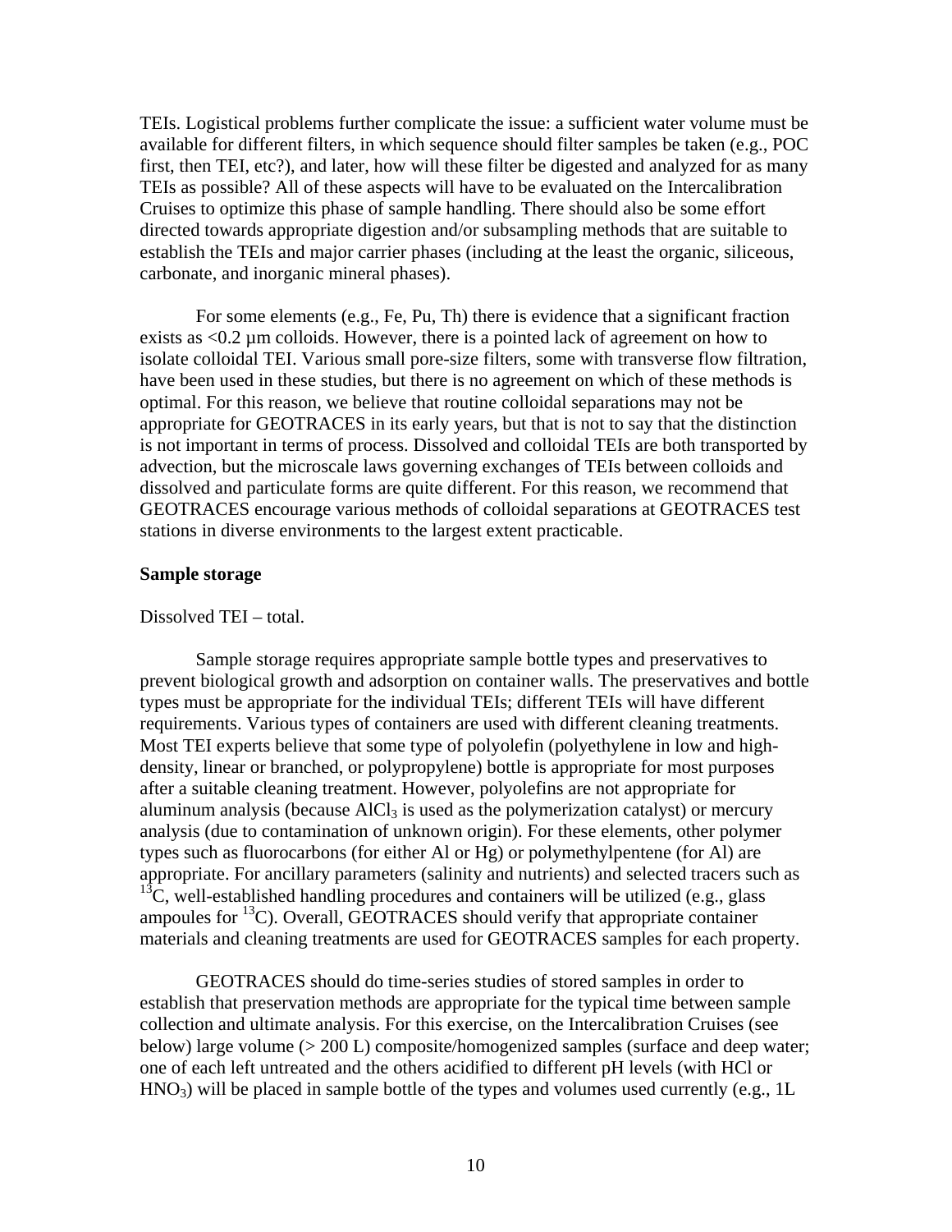TEIs. Logistical problems further complicate the issue: a sufficient water volume must be available for different filters, in which sequence should filter samples be taken (e.g., POC first, then TEI, etc?), and later, how will these filter be digested and analyzed for as many TEIs as possible? All of these aspects will have to be evaluated on the Intercalibration Cruises to optimize this phase of sample handling. There should also be some effort directed towards appropriate digestion and/or subsampling methods that are suitable to establish the TEIs and major carrier phases (including at the least the organic, siliceous, carbonate, and inorganic mineral phases).

For some elements (e.g., Fe, Pu, Th) there is evidence that a significant fraction exists as <0.2 µm colloids. However, there is a pointed lack of agreement on how to isolate colloidal TEI. Various small pore-size filters, some with transverse flow filtration, have been used in these studies, but there is no agreement on which of these methods is optimal. For this reason, we believe that routine colloidal separations may not be appropriate for GEOTRACES in its early years, but that is not to say that the distinction is not important in terms of process. Dissolved and colloidal TEIs are both transported by advection, but the microscale laws governing exchanges of TEIs between colloids and dissolved and particulate forms are quite different. For this reason, we recommend that GEOTRACES encourage various methods of colloidal separations at GEOTRACES test stations in diverse environments to the largest extent practicable.

**Sample storage**

Dissolved TEI – total.

Sample storage requires appropriate sample bottle types and preservatives to prevent biological growth and adsorption on container walls. The preservatives and bottle types must be appropriate for the individual TEIs; different TEIs will have different requirements. Various types of containers are used with different cleaning treatments. Most TEI experts believe that some type of polyolefin (polyethylene in low and high-density, linear or branched, or polypropylene) bottle is appropriate for most purposes after a suitable cleaning treatment. However, polyolefins are not appropriate for aluminum analysis (because $AlCl_3$ is used as the polymerization catalyst) or mercury analysis (due to contamination of unknown origin). For these elements, other polymer types such as fluorocarbons (for either Al or Hg) or polymethylpentene (for Al) are appropriate. For ancillary parameters (salinity and nutrients) and selected tracers such as $^{13}C$, well-established handling procedures and containers will be utilized (e.g., glass ampoules for $^{13}C$). Overall, GEOTRACES should verify that appropriate container materials and cleaning treatments are used for GEOTRACES samples for each property.

GEOTRACES should do time-series studies of stored samples in order to establish that preservation methods are appropriate for the typical time between sample collection and ultimate analysis. For this exercise, on the Intercalibration Cruises (see below) large volume (> 200 L) composite/homogenized samples (surface and deep water; one of each left untreated and the others acidified to different pH levels (with HCl or $HNO_3$) will be placed in sample bottle of the types and volumes used currently (e.g., 1L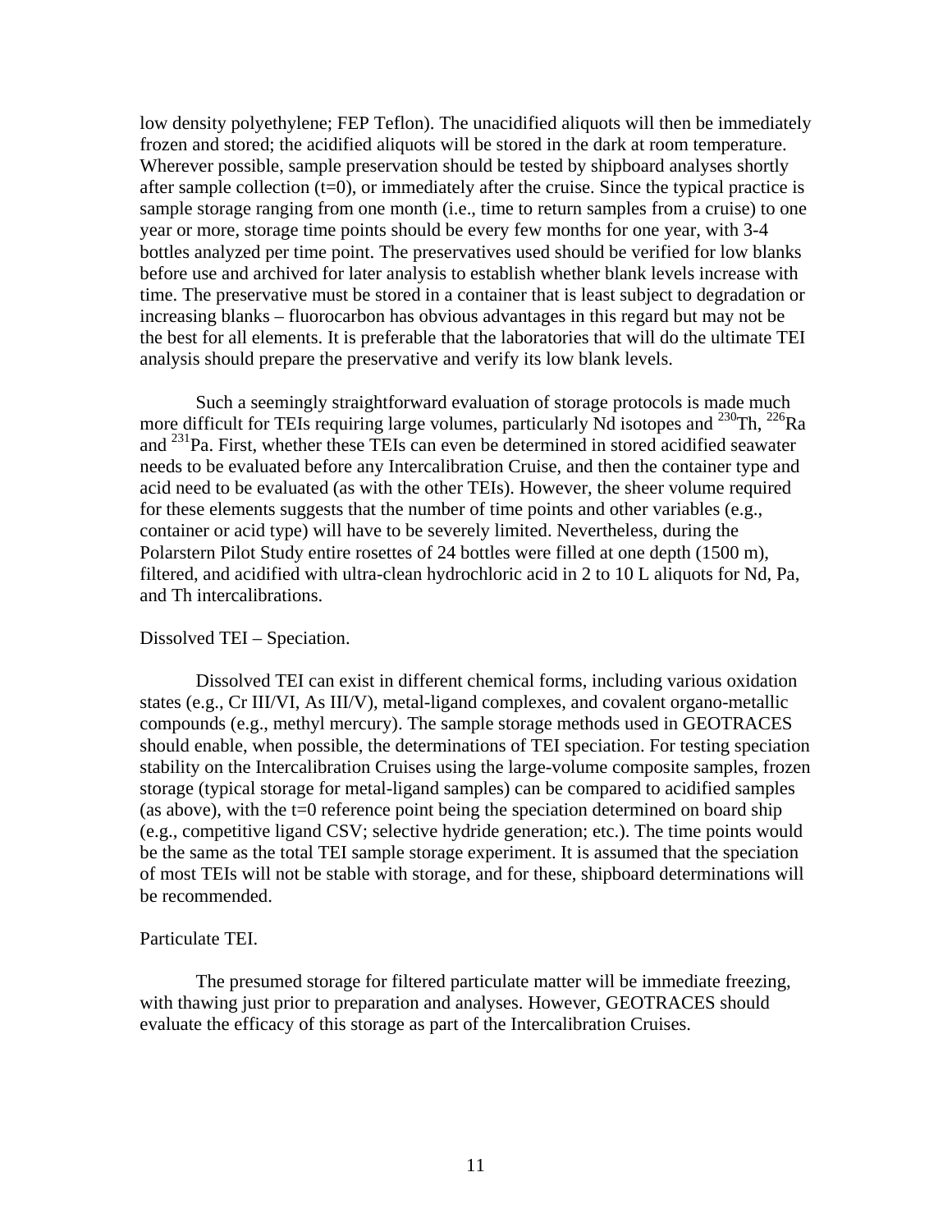low density polyethylene; FEP Teflon). The unacidified aliquots will then be immediately frozen and stored; the acidified aliquots will be stored in the dark at room temperature. Wherever possible, sample preservation should be tested by shipboard analyses shortly after sample collection (t=0), or immediately after the cruise. Since the typical practice is sample storage ranging from one month (i.e., time to return samples from a cruise) to one year or more, storage time points should be every few months for one year, with 3-4 bottles analyzed per time point. The preservatives used should be verified for low blanks before use and archived for later analysis to establish whether blank levels increase with time. The preservative must be stored in a container that is least subject to degradation or increasing blanks – fluorocarbon has obvious advantages in this regard but may not be the best for all elements. It is preferable that the laboratories that will do the ultimate TEI analysis should prepare the preservative and verify its low blank levels.

Such a seemingly straightforward evaluation of storage protocols is made much more difficult for TEIs requiring large volumes, particularly Nd isotopes and $^{230}$Th, $^{226}$Ra and $^{231}$Pa. First, whether these TEIs can even be determined in stored acidified seawater needs to be evaluated before any Intercalibration Cruise, and then the container type and acid need to be evaluated (as with the other TEIs). However, the sheer volume required for these elements suggests that the number of time points and other variables (e.g., container or acid type) will have to be severely limited. Nevertheless, during the Polarstern Pilot Study entire rosettes of 24 bottles were filled at one depth (1500 m), filtered, and acidified with ultra-clean hydrochloric acid in 2 to 10 L aliquots for Nd, Pa, and Th intercalibrations.

Dissolved TEI – Speciation.

Dissolved TEI can exist in different chemical forms, including various oxidation states (e.g., Cr III/VI, As III/V), metal-ligand complexes, and covalent organo-metallic compounds (e.g., methyl mercury). The sample storage methods used in GEOTRACES should enable, when possible, the determinations of TEI speciation. For testing speciation stability on the Intercalibration Cruises using the large-volume composite samples, frozen storage (typical storage for metal-ligand samples) can be compared to acidified samples (as above), with the t=0 reference point being the speciation determined on board ship (e.g., competitive ligand CSV; selective hydride generation; etc.). The time points would be the same as the total TEI sample storage experiment. It is assumed that the speciation of most TEIs will not be stable with storage, and for these, shipboard determinations will be recommended.

Particulate TEI.

The presumed storage for filtered particulate matter will be immediate freezing, with thawing just prior to preparation and analyses. However, GEOTRACES should evaluate the efficacy of this storage as part of the Intercalibration Cruises.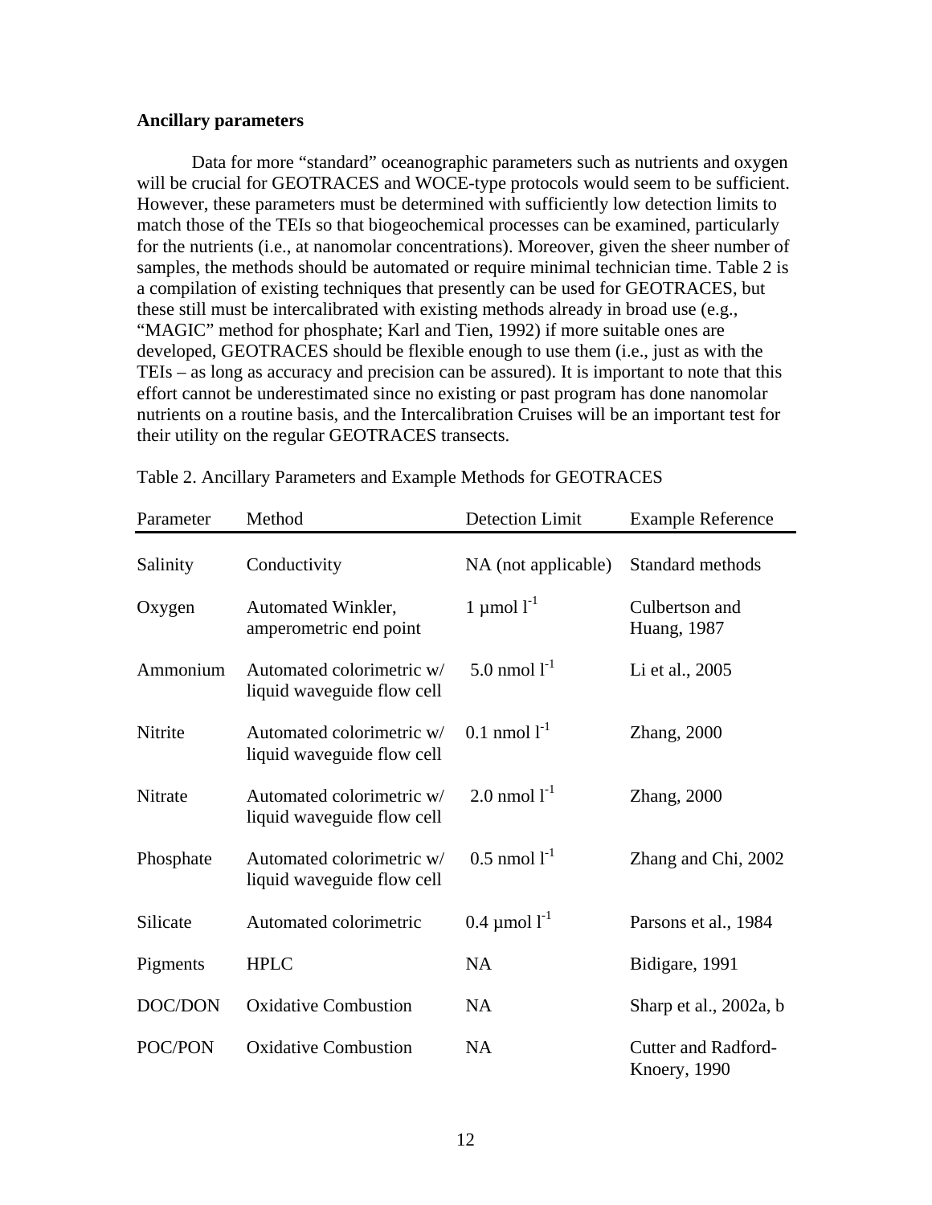**Ancillary parameters**

Data for more "standard" oceanographic parameters such as nutrients and oxygen will be crucial for GEOTRACES and WOCE-type protocols would seem to be sufficient. However, these parameters must be determined with sufficiently low detection limits to match those of the TEIs so that biogeochemical processes can be examined, particularly for the nutrients (i.e., at nanomolar concentrations). Moreover, given the sheer number of samples, the methods should be automated or require minimal technician time. Table 2 is a compilation of existing techniques that presently can be used for GEOTRACES, but these still must be intercalibrated with existing methods already in broad use (e.g., "MAGIC" method for phosphate; Karl and Tien, 1992) if more suitable ones are developed, GEOTRACES should be flexible enough to use them (i.e., just as with the TEIs – as long as accuracy and precision can be assured). It is important to note that this effort cannot be underestimated since no existing or past program has done nanomolar nutrients on a routine basis, and the Intercalibration Cruises will be an important test for their utility on the regular GEOTRACES transects.

Table 2. Ancillary Parameters and Example Methods for GEOTRACES

| Parameter | Method | Detection Limit | Example Reference |
|---|---|---|---|
| Salinity | Conductivity | NA (not applicable) | Standard methods |
| Oxygen | Automated Winkler, amperometric end point | 1 µmol $l^{-1}$ | Culbertson and Huang, 1987 |
| Ammonium | Automated colorimetric w/ liquid waveguide flow cell | 5.0 nmol $l^{-1}$ | Li et al., 2005 |
| Nitrite | Automated colorimetric w/ liquid waveguide flow cell | 0.1 nmol $l^{-1}$ | Zhang, 2000 |
| Nitrate | Automated colorimetric w/ liquid waveguide flow cell | 2.0 nmol $l^{-1}$ | Zhang, 2000 |
| Phosphate | Automated colorimetric w/ liquid waveguide flow cell | 0.5 nmol $l^{-1}$ | Zhang and Chi, 2002 |
| Silicate | Automated colorimetric | 0.4 µmol $l^{-1}$ | Parsons et al., 1984 |
| Pigments | HPLC | NA | Bidigare, 1991 |
| DOC/DON | Oxidative Combustion | NA | Sharp et al., 2002a, b |
| POC/PON | Oxidative Combustion | NA | Cutter and Radford-Knoery, 1990 |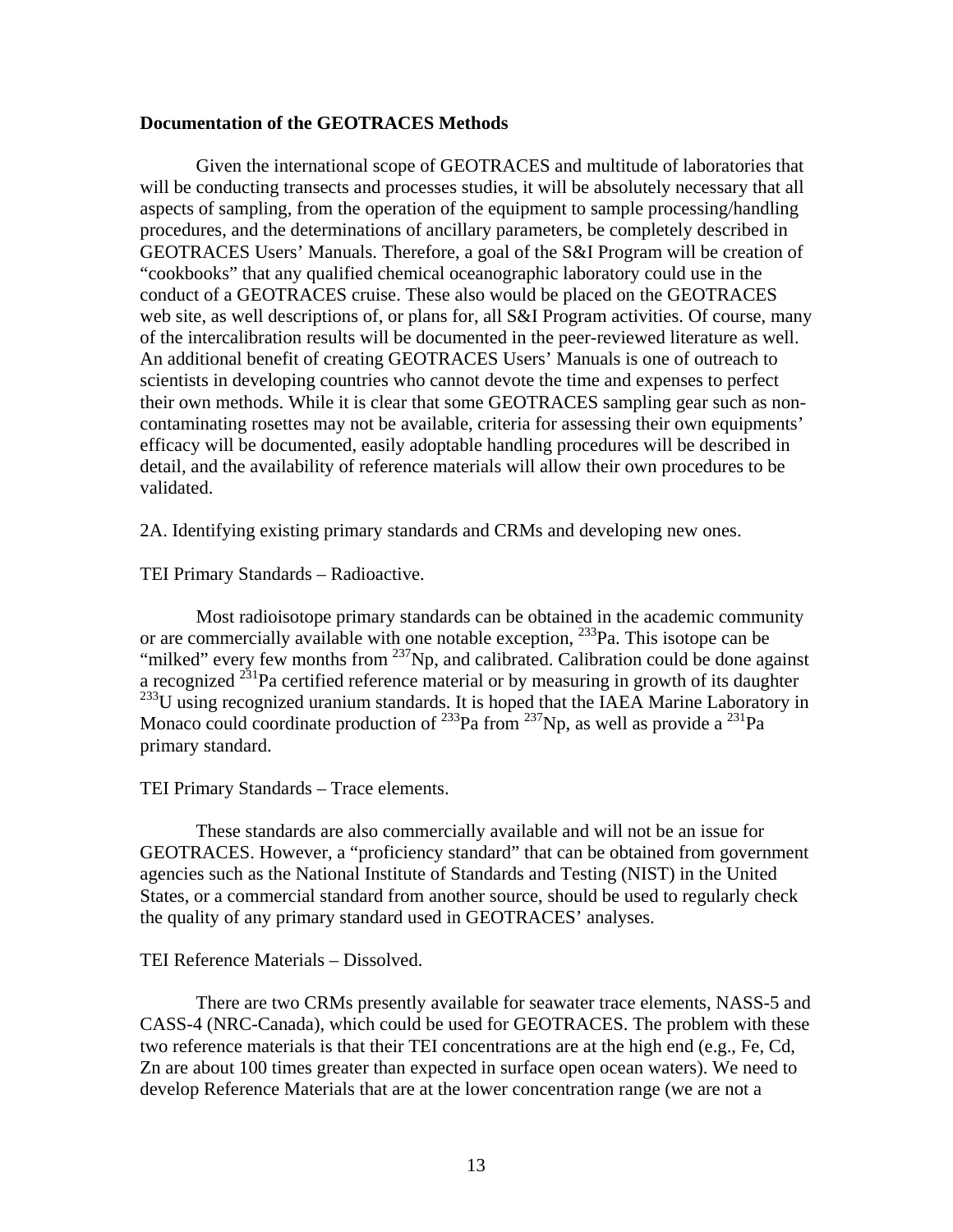**Documentation of the GEOTRACES Methods**

Given the international scope of GEOTRACES and multitude of laboratories that will be conducting transects and processes studies, it will be absolutely necessary that all aspects of sampling, from the operation of the equipment to sample processing/handling procedures, and the determinations of ancillary parameters, be completely described in GEOTRACES Users' Manuals. Therefore, a goal of the S&I Program will be creation of "cookbooks" that any qualified chemical oceanographic laboratory could use in the conduct of a GEOTRACES cruise. These also would be placed on the GEOTRACES web site, as well descriptions of, or plans for, all S&I Program activities. Of course, many of the intercalibration results will be documented in the peer-reviewed literature as well. An additional benefit of creating GEOTRACES Users' Manuals is one of outreach to scientists in developing countries who cannot devote the time and expenses to perfect their own methods. While it is clear that some GEOTRACES sampling gear such as non-contaminating rosettes may not be available, criteria for assessing their own equipments' efficacy will be documented, easily adoptable handling procedures will be described in detail, and the availability of reference materials will allow their own procedures to be validated.

2A. Identifying existing primary standards and CRMs and developing new ones.

TEI Primary Standards – Radioactive.

Most radioisotope primary standards can be obtained in the academic community or are commercially available with one notable exception, $^{233}$Pa. This isotope can be "milked" every few months from $^{237}$Np, and calibrated. Calibration could be done against a recognized $^{231}$Pa certified reference material or by measuring in growth of its daughter $^{233}$U using recognized uranium standards. It is hoped that the IAEA Marine Laboratory in Monaco could coordinate production of $^{233}$Pa from $^{237}$Np, as well as provide a $^{231}$Pa primary standard.

TEI Primary Standards – Trace elements.

These standards are also commercially available and will not be an issue for GEOTRACES. However, a "proficiency standard" that can be obtained from government agencies such as the National Institute of Standards and Testing (NIST) in the United States, or a commercial standard from another source, should be used to regularly check the quality of any primary standard used in GEOTRACES' analyses.

TEI Reference Materials – Dissolved.

There are two CRMs presently available for seawater trace elements, NASS-5 and CASS-4 (NRC-Canada), which could be used for GEOTRACES. The problem with these two reference materials is that their TEI concentrations are at the high end (e.g., Fe, Cd, Zn are about 100 times greater than expected in surface open ocean waters). We need to develop Reference Materials that are at the lower concentration range (we are not a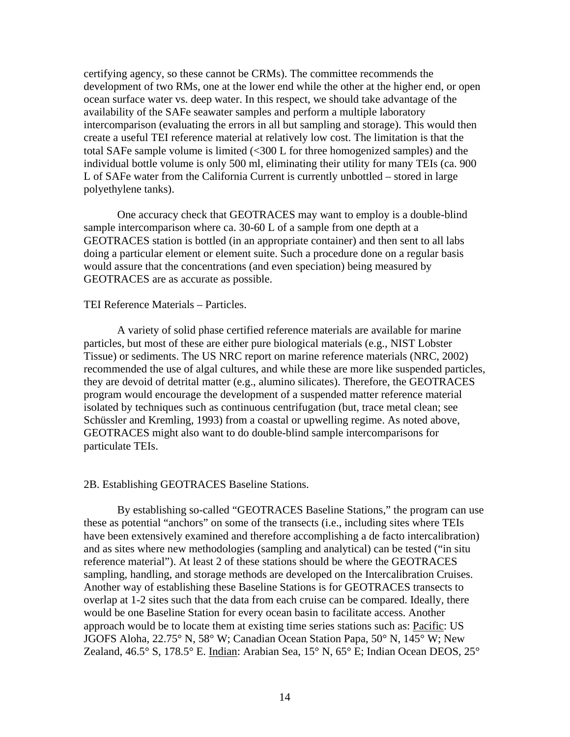certifying agency, so these cannot be CRMs). The committee recommends the development of two RMs, one at the lower end while the other at the higher end, or open ocean surface water vs. deep water. In this respect, we should take advantage of the availability of the SAFe seawater samples and perform a multiple laboratory intercomparison (evaluating the errors in all but sampling and storage). This would then create a useful TEI reference material at relatively low cost. The limitation is that the total SAFe sample volume is limited (<300 L for three homogenized samples) and the individual bottle volume is only 500 ml, eliminating their utility for many TEIs (ca. 900 L of SAFe water from the California Current is currently unbottled – stored in large polyethylene tanks).

One accuracy check that GEOTRACES may want to employ is a double-blind sample intercomparison where ca. 30-60 L of a sample from one depth at a GEOTRACES station is bottled (in an appropriate container) and then sent to all labs doing a particular element or element suite. Such a procedure done on a regular basis would assure that the concentrations (and even speciation) being measured by GEOTRACES are as accurate as possible.

TEI Reference Materials – Particles.

A variety of solid phase certified reference materials are available for marine particles, but most of these are either pure biological materials (e.g., NIST Lobster Tissue) or sediments. The US NRC report on marine reference materials (NRC, 2002) recommended the use of algal cultures, and while these are more like suspended particles, they are devoid of detrital matter (e.g., alumino silicates). Therefore, the GEOTRACES program would encourage the development of a suspended matter reference material isolated by techniques such as continuous centrifugation (but, trace metal clean; see Schüssler and Kremling, 1993) from a coastal or upwelling regime. As noted above, GEOTRACES might also want to do double-blind sample intercomparisons for particulate TEIs.

2B. Establishing GEOTRACES Baseline Stations.

By establishing so-called "GEOTRACES Baseline Stations," the program can use these as potential "anchors" on some of the transects (i.e., including sites where TEIs have been extensively examined and therefore accomplishing a de facto intercalibration) and as sites where new methodologies (sampling and analytical) can be tested ("in situ reference material"). At least 2 of these stations should be where the GEOTRACES sampling, handling, and storage methods are developed on the Intercalibration Cruises. Another way of establishing these Baseline Stations is for GEOTRACES transects to overlap at 1-2 sites such that the data from each cruise can be compared. Ideally, there would be one Baseline Station for every ocean basin to facilitate access. Another approach would be to locate them at existing time series stations such as: Pacific: US JGOFS Aloha, 22.75° N, 58° W; Canadian Ocean Station Papa, 50° N, 145° W; New Zealand, 46.5° S, 178.5° E. Indian: Arabian Sea, 15° N, 65° E; Indian Ocean DEOS, 25°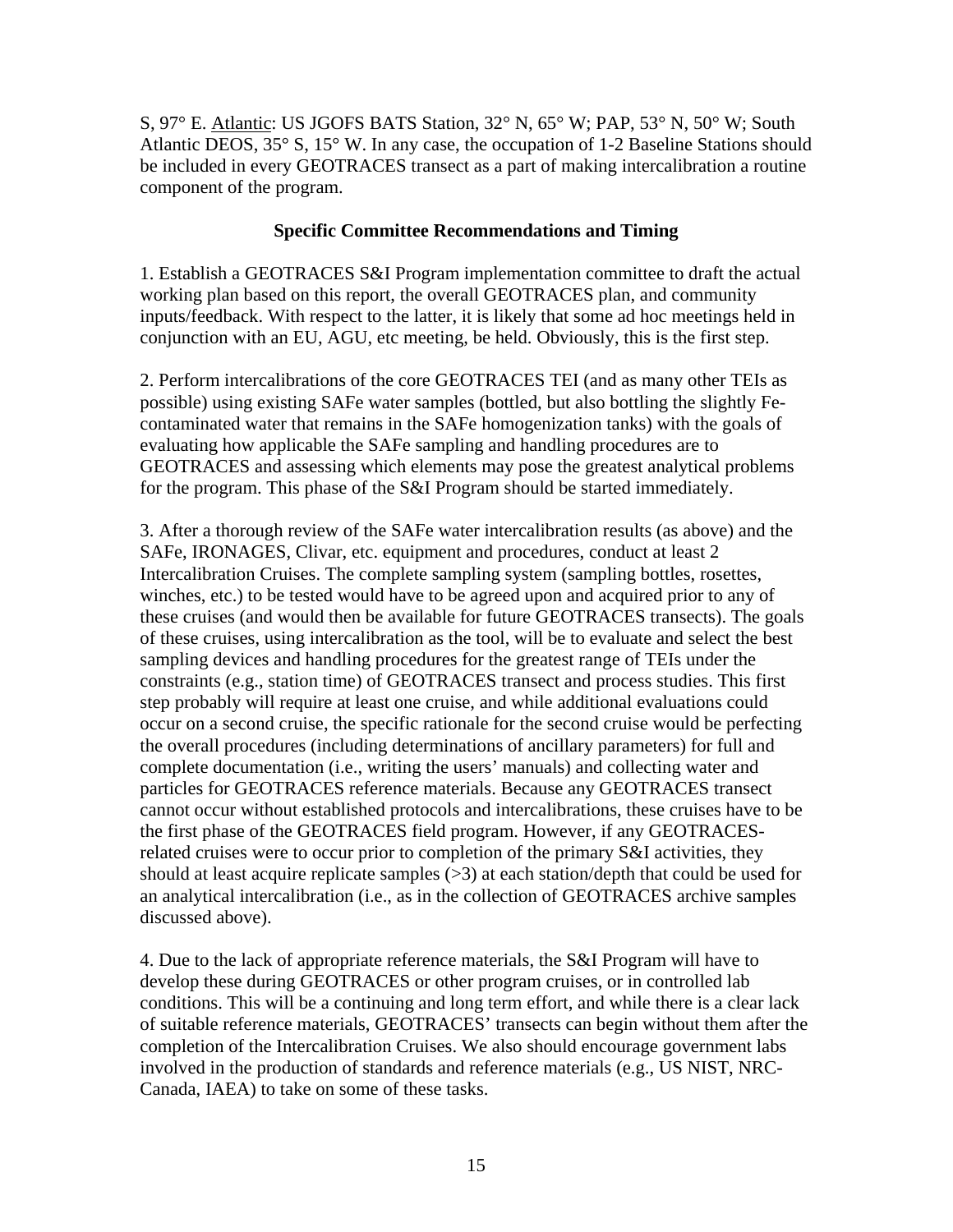S, 97° E. Atlantic: US JGOFS BATS Station, 32° N, 65° W; PAP, 53° N, 50° W; South Atlantic DEOS, 35° S, 15° W. In any case, the occupation of 1-2 Baseline Stations should be included in every GEOTRACES transect as a part of making intercalibration a routine component of the program.

### Specific Committee Recommendations and Timing

1. Establish a GEOTRACES S&I Program implementation committee to draft the actual working plan based on this report, the overall GEOTRACES plan, and community inputs/feedback. With respect to the latter, it is likely that some ad hoc meetings held in conjunction with an EU, AGU, etc meeting, be held. Obviously, this is the first step.

2. Perform intercalibrations of the core GEOTRACES TEI (and as many other TEIs as possible) using existing SAFe water samples (bottled, but also bottling the slightly Fe-contaminated water that remains in the SAFe homogenization tanks) with the goals of evaluating how applicable the SAFe sampling and handling procedures are to GEOTRACES and assessing which elements may pose the greatest analytical problems for the program. This phase of the S&I Program should be started immediately.

3. After a thorough review of the SAFe water intercalibration results (as above) and the SAFe, IRONAGES, Clivar, etc. equipment and procedures, conduct at least 2 Intercalibration Cruises. The complete sampling system (sampling bottles, rosettes, winches, etc.) to be tested would have to be agreed upon and acquired prior to any of these cruises (and would then be available for future GEOTRACES transects). The goals of these cruises, using intercalibration as the tool, will be to evaluate and select the best sampling devices and handling procedures for the greatest range of TEIs under the constraints (e.g., station time) of GEOTRACES transect and process studies. This first step probably will require at least one cruise, and while additional evaluations could occur on a second cruise, the specific rationale for the second cruise would be perfecting the overall procedures (including determinations of ancillary parameters) for full and complete documentation (i.e., writing the users' manuals) and collecting water and particles for GEOTRACES reference materials. Because any GEOTRACES transect cannot occur without established protocols and intercalibrations, these cruises have to be the first phase of the GEOTRACES field program. However, if any GEOTRACES-related cruises were to occur prior to completion of the primary S&I activities, they should at least acquire replicate samples (>3) at each station/depth that could be used for an analytical intercalibration (i.e., as in the collection of GEOTRACES archive samples discussed above).

4. Due to the lack of appropriate reference materials, the S&I Program will have to develop these during GEOTRACES or other program cruises, or in controlled lab conditions. This will be a continuing and long term effort, and while there is a clear lack of suitable reference materials, GEOTRACES' transects can begin without them after the completion of the Intercalibration Cruises. We also should encourage government labs involved in the production of standards and reference materials (e.g., US NIST, NRC-Canada, IAEA) to take on some of these tasks.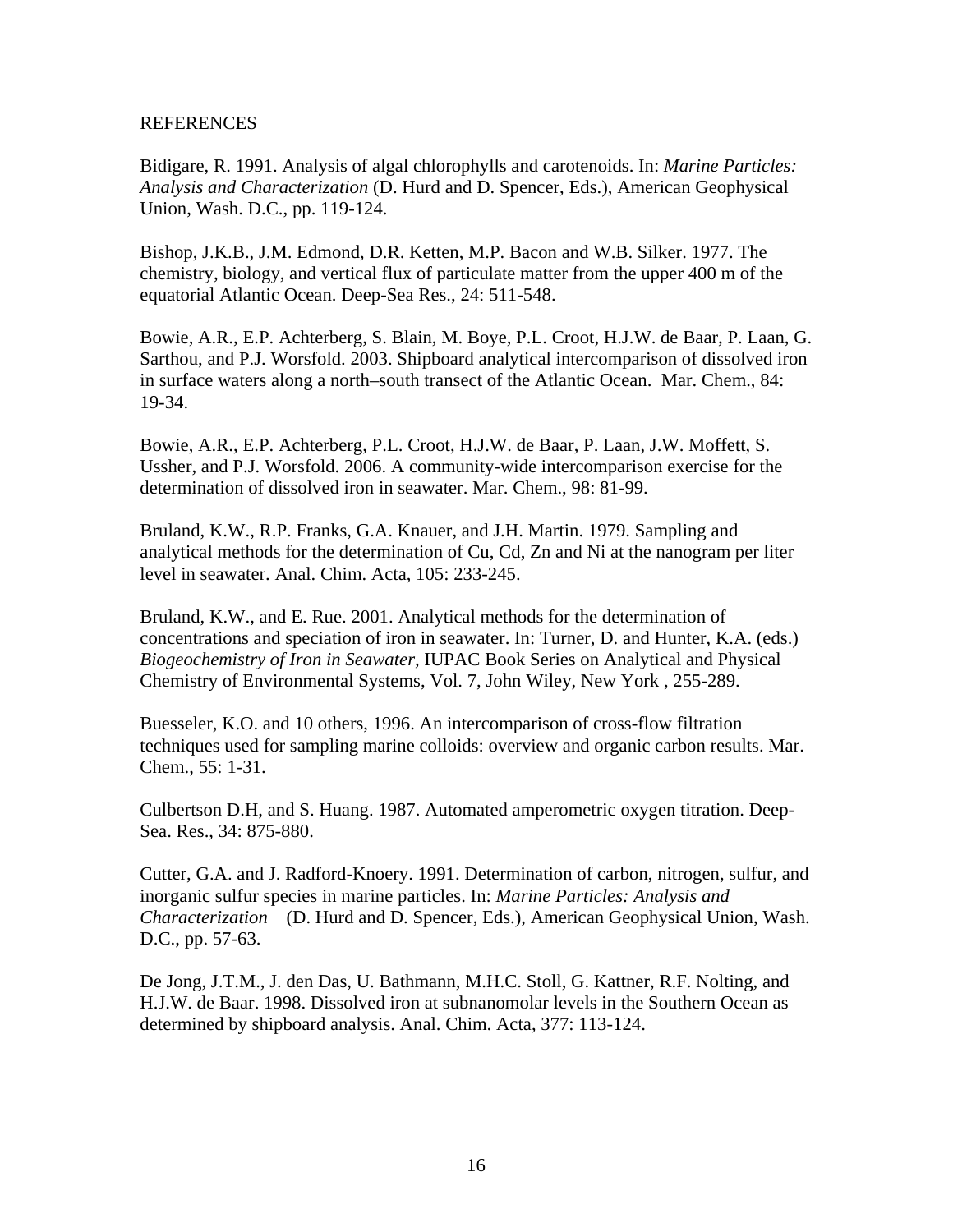## REFERENCES

Bidigare, R. 1991. Analysis of algal chlorophylls and carotenoids. In: *Marine Particles: Analysis and Characterization* (D. Hurd and D. Spencer, Eds.), American Geophysical Union, Wash. D.C., pp. 119-124.

Bishop, J.K.B., J.M. Edmond, D.R. Ketten, M.P. Bacon and W.B. Silker. 1977. The chemistry, biology, and vertical flux of particulate matter from the upper 400 m of the equatorial Atlantic Ocean. Deep-Sea Res., 24: 511-548.

Bowie, A.R., E.P. Achterberg, S. Blain, M. Boye, P.L. Croot, H.J.W. de Baar, P. Laan, G. Sarthou, and P.J. Worsfold. 2003. Shipboard analytical intercomparison of dissolved iron in surface waters along a north–south transect of the Atlantic Ocean. Mar. Chem., 84: 19-34.

Bowie, A.R., E.P. Achterberg, P.L. Croot, H.J.W. de Baar, P. Laan, J.W. Moffett, S. Ussher, and P.J. Worsfold. 2006. A community-wide intercomparison exercise for the determination of dissolved iron in seawater. Mar. Chem., 98: 81-99.

Bruland, K.W., R.P. Franks, G.A. Knauer, and J.H. Martin. 1979. Sampling and analytical methods for the determination of Cu, Cd, Zn and Ni at the nanogram per liter level in seawater. Anal. Chim. Acta, 105: 233-245.

Bruland, K.W., and E. Rue. 2001. Analytical methods for the determination of concentrations and speciation of iron in seawater. In: Turner, D. and Hunter, K.A. (eds.) *Biogeochemistry of Iron in Seawater*, IUPAC Book Series on Analytical and Physical Chemistry of Environmental Systems, Vol. 7, John Wiley, New York , 255-289.

Buesseler, K.O. and 10 others, 1996. An intercomparison of cross-flow filtration techniques used for sampling marine colloids: overview and organic carbon results. Mar. Chem., 55: 1-31.

Culbertson D.H, and S. Huang. 1987. Automated amperometric oxygen titration. Deep-Sea. Res., 34: 875-880.

Cutter, G.A. and J. Radford-Knoery. 1991. Determination of carbon, nitrogen, sulfur, and inorganic sulfur species in marine particles. In: *Marine Particles: Analysis and Characterization* (D. Hurd and D. Spencer, Eds.), American Geophysical Union, Wash. D.C., pp. 57-63.

De Jong, J.T.M., J. den Das, U. Bathmann, M.H.C. Stoll, G. Kattner, R.F. Nolting, and H.J.W. de Baar. 1998. Dissolved iron at subnanomolar levels in the Southern Ocean as determined by shipboard analysis. Anal. Chim. Acta, 377: 113-124.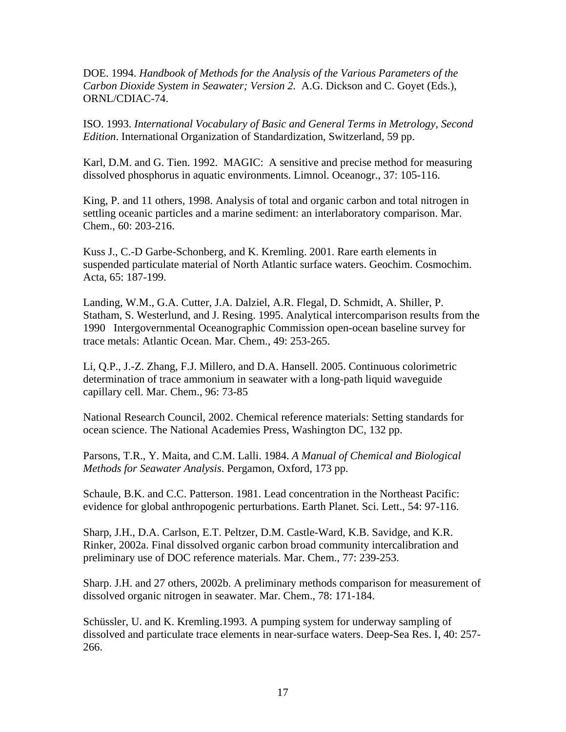DOE. 1994. *Handbook of Methods for the Analysis of the Various Parameters of the Carbon Dioxide System in Seawater; Version 2.* A.G. Dickson and C. Goyet (Eds.), ORNL/CDIAC-74.

ISO. 1993. *International Vocabulary of Basic and General Terms in Metrology, Second Edition*. International Organization of Standardization, Switzerland, 59 pp.

Karl, D.M. and G. Tien. 1992. MAGIC: A sensitive and precise method for measuring dissolved phosphorus in aquatic environments. Limnol. Oceanogr., 37: 105-116.

King, P. and 11 others, 1998. Analysis of total and organic carbon and total nitrogen in settling oceanic particles and a marine sediment: an interlaboratory comparison. Mar. Chem., 60: 203-216.

Kuss J., C.-D Garbe-Schonberg, and K. Kremling. 2001. Rare earth elements in suspended particulate material of North Atlantic surface waters. Geochim. Cosmochim. Acta, 65: 187-199.

Landing, W.M., G.A. Cutter, J.A. Dalziel, A.R. Flegal, D. Schmidt, A. Shiller, P. Statham, S. Westerlund, and J. Resing. 1995. Analytical intercomparison results from the 1990 Intergovernmental Oceanographic Commission open-ocean baseline survey for trace metals: Atlantic Ocean. Mar. Chem., 49: 253-265.

Li, Q.P., J.-Z. Zhang, F.J. Millero, and D.A. Hansell. 2005. Continuous colorimetric determination of trace ammonium in seawater with a long-path liquid waveguide capillary cell. Mar. Chem., 96: 73-85

National Research Council, 2002. Chemical reference materials: Setting standards for ocean science. The National Academies Press, Washington DC, 132 pp.

Parsons, T.R., Y. Maita, and C.M. Lalli. 1984. *A Manual of Chemical and Biological Methods for Seawater Analysis*. Pergamon, Oxford, 173 pp.

Schaule, B.K. and C.C. Patterson. 1981. Lead concentration in the Northeast Pacific: evidence for global anthropogenic perturbations. Earth Planet. Sci. Lett., 54: 97-116.

Sharp, J.H., D.A. Carlson, E.T. Peltzer, D.M. Castle-Ward, K.B. Savidge, and K.R. Rinker, 2002a. Final dissolved organic carbon broad community intercalibration and preliminary use of DOC reference materials. Mar. Chem., 77: 239-253.

Sharp. J.H. and 27 others, 2002b. A preliminary methods comparison for measurement of dissolved organic nitrogen in seawater. Mar. Chem., 78: 171-184.

Schüssler, U. and K. Kremling.1993. A pumping system for underway sampling of dissolved and particulate trace elements in near-surface waters. Deep-Sea Res. I, 40: 257-266.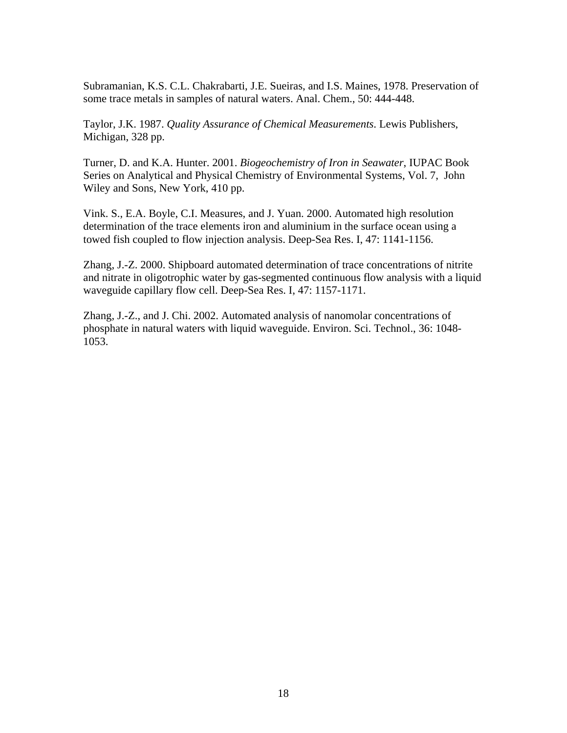Subramanian, K.S. C.L. Chakrabarti, J.E. Sueiras, and I.S. Maines, 1978. Preservation of some trace metals in samples of natural waters. Anal. Chem., 50: 444-448.

Taylor, J.K. 1987. *Quality Assurance of Chemical Measurements*. Lewis Publishers, Michigan, 328 pp.

Turner, D. and K.A. Hunter. 2001. *Biogeochemistry of Iron in Seawater*, IUPAC Book Series on Analytical and Physical Chemistry of Environmental Systems, Vol. 7, John Wiley and Sons, New York, 410 pp.

Vink. S., E.A. Boyle, C.I. Measures, and J. Yuan. 2000. Automated high resolution determination of the trace elements iron and aluminium in the surface ocean using a towed fish coupled to flow injection analysis. Deep-Sea Res. I, 47: 1141-1156.

Zhang, J.-Z. 2000. Shipboard automated determination of trace concentrations of nitrite and nitrate in oligotrophic water by gas-segmented continuous flow analysis with a liquid waveguide capillary flow cell. Deep-Sea Res. I, 47: 1157-1171.

Zhang, J.-Z., and J. Chi. 2002. Automated analysis of nanomolar concentrations of phosphate in natural waters with liquid waveguide. Environ. Sci. Technol., 36: 1048-1053.